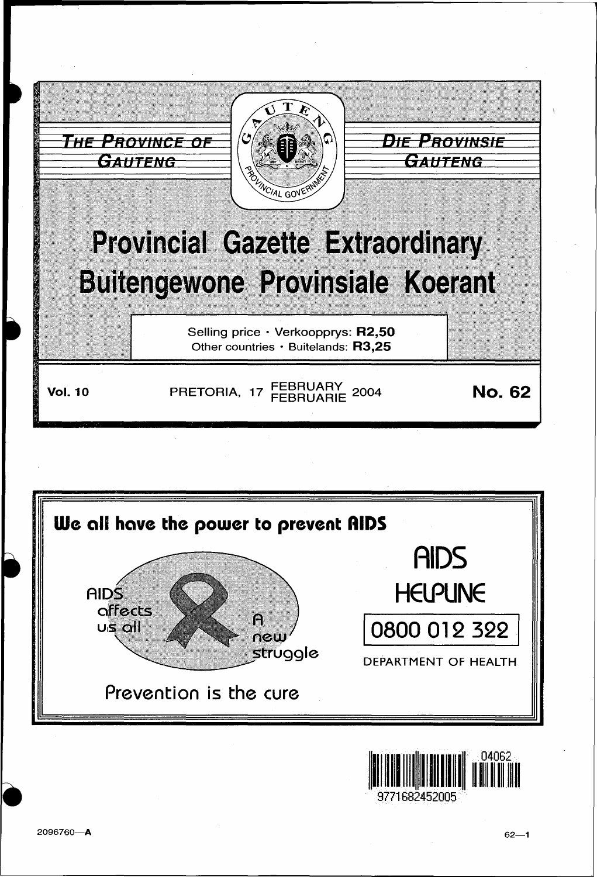THE PROVINCE OF GAUTENG

DIE PROVINSIE GAUTENG

# Provincial Gazette Extraordinary
# Buitengewone Provinsiale Koerant

Selling price · Verkoopprys: **R2,50**
Other countries · Buitelands: **R3,25**

**Vol. 10** PRETORIA, 17 FEBRUARY / FEBRUARIE 2004 **No. 62**

**We all have the power to prevent AIDS**

AIDS affects us all

A new struggle

Prevention is the cure

AIDS HELPLINE

0800 012 322

DEPARTMENT OF HEALTH

2096760—A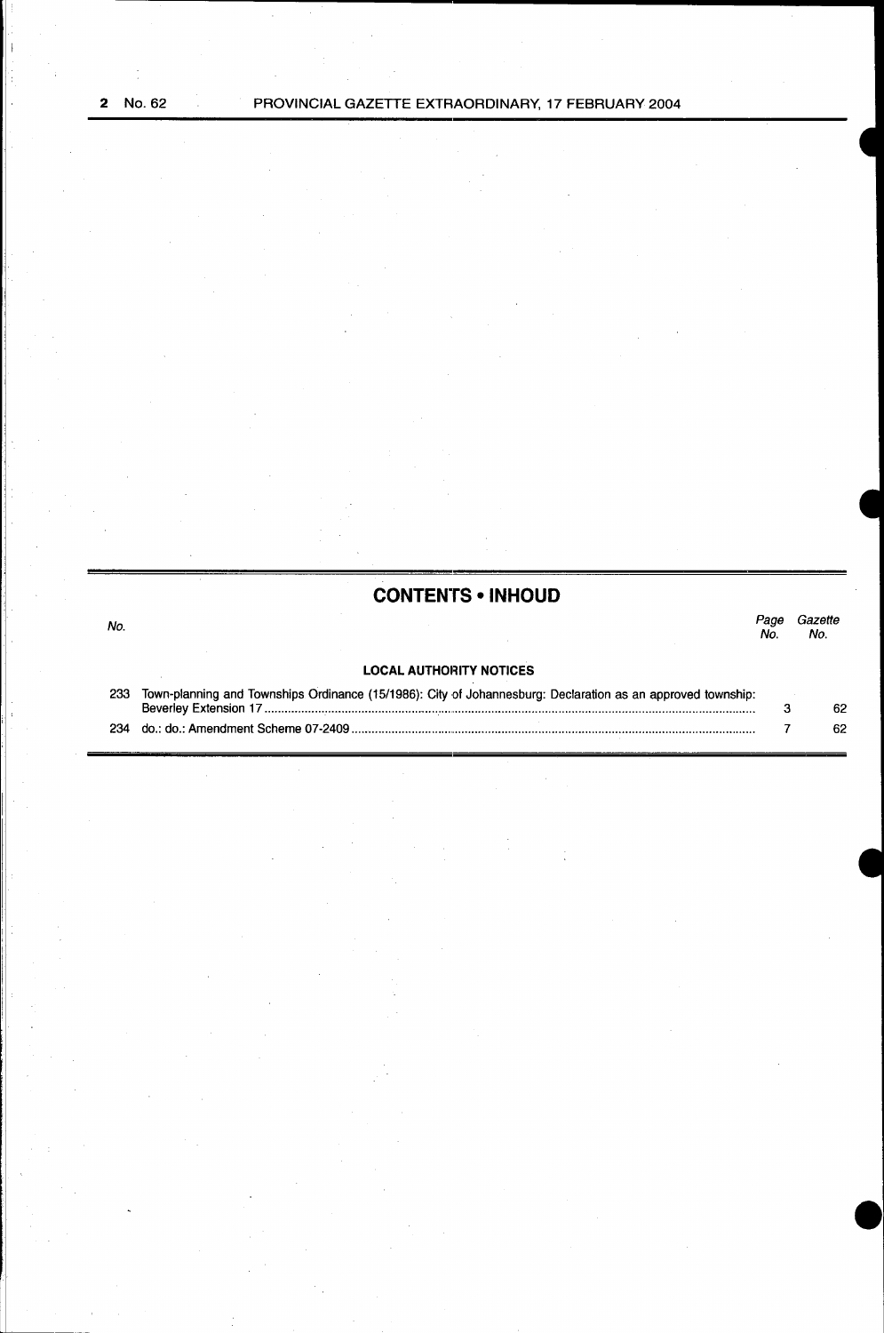## CONTENTS • INHOUD

| No. | | Page No. | Gazette No. |
|---|---|---|---|
| | **LOCAL AUTHORITY NOTICES** | | |
| 233 | Town-planning and Townships Ordinance (15/1986): City of Johannesburg: Declaration as an approved township: Beverley Extension 17 | 3 | 62 |
| 234 | do.: do.: Amendment Scheme 07-2409 | 7 | 62 |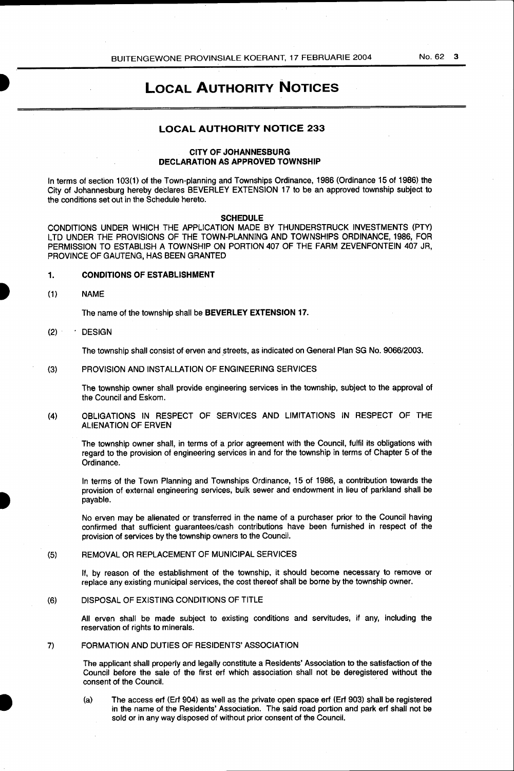# LOCAL AUTHORITY NOTICES

## LOCAL AUTHORITY NOTICE 233

### CITY OF JOHANNESBURG
### DECLARATION AS APPROVED TOWNSHIP

In terms of section 103(1) of the Town-planning and Townships Ordinance, 1986 (Ordinance 15 of 1986) the City of Johannesburg hereby declares BEVERLEY EXTENSION 17 to be an approved township subject to the conditions set out in the Schedule hereto.

**SCHEDULE**

CONDITIONS UNDER WHICH THE APPLICATION MADE BY THUNDERSTRUCK INVESTMENTS (PTY) LTD UNDER THE PROVISIONS OF THE TOWN-PLANNING AND TOWNSHIPS ORDINANCE, 1986, FOR PERMISSION TO ESTABLISH A TOWNSHIP ON PORTION 407 OF THE FARM ZEVENFONTEIN 407 JR, PROVINCE OF GAUTENG, HAS BEEN GRANTED

**1. CONDITIONS OF ESTABLISHMENT**

(1) NAME

The name of the township shall be **BEVERLEY EXTENSION 17.**

(2) DESIGN

The township shall consist of erven and streets, as indicated on General Plan SG No. 9066/2003.

(3) PROVISION AND INSTALLATION OF ENGINEERING SERVICES

The township owner shall provide engineering services in the township, subject to the approval of the Council and Eskom.

(4) OBLIGATIONS IN RESPECT OF SERVICES AND LIMITATIONS IN RESPECT OF THE ALIENATION OF ERVEN

The township owner shall, in terms of a prior agreement with the Council, fulfil its obligations with regard to the provision of engineering services in and for the township in terms of Chapter 5 of the Ordinance.

In terms of the Town Planning and Townships Ordinance, 15 of 1986, a contribution towards the provision of external engineering services, bulk sewer and endowment in lieu of parkland shall be payable.

No erven may be alienated or transferred in the name of a purchaser prior to the Council having confirmed that sufficient guarantees/cash contributions have been furnished in respect of the provision of services by the township owners to the Council.

(5) REMOVAL OR REPLACEMENT OF MUNICIPAL SERVICES

If, by reason of the establishment of the township, it should become necessary to remove or replace any existing municipal services, the cost thereof shall be borne by the township owner.

(6) DISPOSAL OF EXISTING CONDITIONS OF TITLE

All erven shall be made subject to existing conditions and servitudes, if any, including the reservation of rights to minerals.

7) FORMATION AND DUTIES OF RESIDENTS' ASSOCIATION

The applicant shall properly and legally constitute a Residents' Association to the satisfaction of the Council before the sale of the first erf which association shall not be deregistered without the consent of the Council.

(a) The access erf (Erf 904) as well as the private open space erf (Erf 903) shall be registered in the name of the Residents' Association. The said road portion and park erf shall not be sold or in any way disposed of without prior consent of the Council.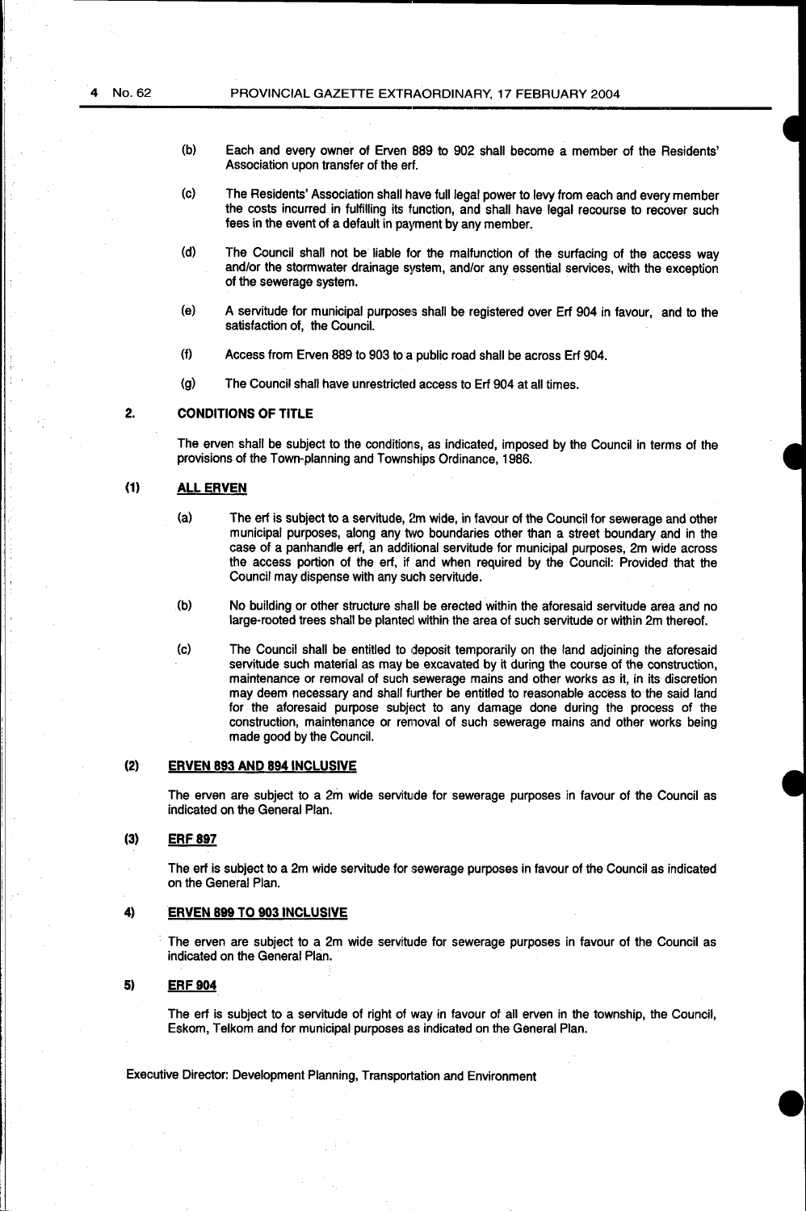(b) Each and every owner of Erven 889 to 902 shall become a member of the Residents' Association upon transfer of the erf.

(c) The Residents' Association shall have full legal power to levy from each and every member the costs incurred in fulfilling its function, and shall have legal recourse to recover such fees in the event of a default in payment by any member.

(d) The Council shall not be liable for the malfunction of the surfacing of the access way and/or the stormwater drainage system, and/or any essential services, with the exception of the sewerage system.

(e) A servitude for municipal purposes shall be registered over Erf 904 in favour, and to the satisfaction of, the Council.

(f) Access from Erven 889 to 903 to a public road shall be across Erf 904.

(g) The Council shall have unrestricted access to Erf 904 at all times.

**2. CONDITIONS OF TITLE**

The erven shall be subject to the conditions, as indicated, imposed by the Council in terms of the provisions of the Town-planning and Townships Ordinance, 1986.

**(1) ALL ERVEN**

(a) The erf is subject to a servitude, 2m wide, in favour of the Council for sewerage and other municipal purposes, along any two boundaries other than a street boundary and in the case of a panhandle erf, an additional servitude for municipal purposes, 2m wide across the access portion of the erf, if and when required by the Council: Provided that the Council may dispense with any such servitude.

(b) No building or other structure shall be erected within the aforesaid servitude area and no large-rooted trees shall be planted within the area of such servitude or within 2m thereof.

(c) The Council shall be entitled to deposit temporarily on the land adjoining the aforesaid servitude such material as may be excavated by it during the course of the construction, maintenance or removal of such sewerage mains and other works as it, in its discretion may deem necessary and shall further be entitled to reasonable access to the said land for the aforesaid purpose subject to any damage done during the process of the construction, maintenance or removal of such sewerage mains and other works being made good by the Council.

**(2) ERVEN 893 AND 894 INCLUSIVE**

The erven are subject to a 2m wide servitude for sewerage purposes in favour of the Council as indicated on the General Plan.

**(3) ERF 897**

The erf is subject to a 2m wide servitude for sewerage purposes in favour of the Council as indicated on the General Plan.

**4) ERVEN 899 TO 903 INCLUSIVE**

The erven are subject to a 2m wide servitude for sewerage purposes in favour of the Council as indicated on the General Plan.

**5) ERF 904**

The erf is subject to a servitude of right of way in favour of all erven in the township, the Council, Eskom, Telkom and for municipal purposes as indicated on the General Plan.

Executive Director: Development Planning, Transportation and Environment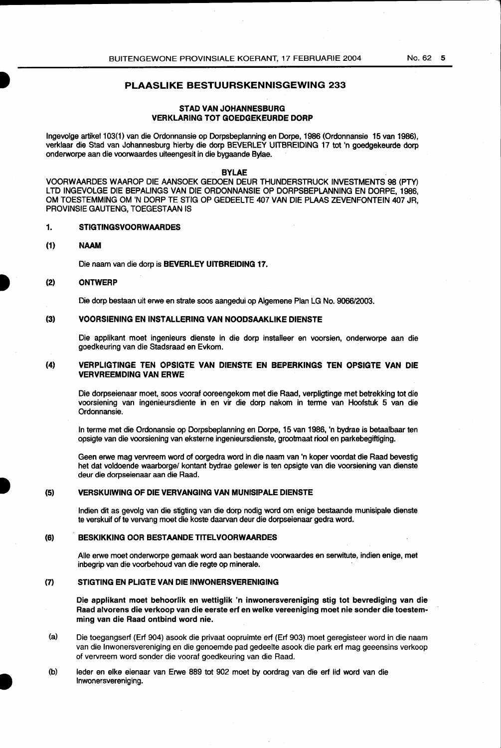## PLAASLIKE BESTUURSKENNISGEWING 233

### STAD VAN JOHANNESBURG
### VERKLARING TOT GOEDGEKEURDE DORP

Ingevolge artikel 103(1) van die Ordonnansie op Dorpsbeplanning en Dorpe, 1986 (Ordonnansie 15 van 1986), verklaar die Stad van Johannesburg hierby die dorp BEVERLEY UITBREIDING 17 tot 'n goedgekeurde dorp onderworpe aan die voorwaardes uiteengesit in die bygaande Bylae.

**BYLAE**

VOORWAARDES WAAROP DIE AANSOEK GEDOEN DEUR THUNDERSTRUCK INVESTMENTS 98 (PTY) LTD INGEVOLGE DIE BEPALINGS VAN DIE ORDONNANSIE OP DORPSBEPLANNING EN DORPE, 1986, OM TOESTEMMING OM 'N DORP TE STIG OP GEDEELTE 407 VAN DIE PLAAS ZEVENFONTEIN 407 JR, PROVINSIE GAUTENG, TOEGESTAAN IS

**1. STIGTINGSVOORWAARDES**

**(1) NAAM**

Die naam van die dorp is **BEVERLEY UITBREIDING 17.**

**(2) ONTWERP**

Die dorp bestaan uit erwe en strate soos aangedui op Algemene Plan LG No. 9066/2003.

**(3) VOORSIENING EN INSTALLERING VAN NOODSAAKLIKE DIENSTE**

Die applikant moet ingenieurs dienste in die dorp installeer en voorsien, onderworpe aan die goedkeuring van die Stadsraad en Evkom.

**(4) VERPLIGTINGE TEN OPSIGTE VAN DIENSTE EN BEPERKINGS TEN OPSIGTE VAN DIE VERVREEMDING VAN ERWE**

Die dorpseienaar moet, soos vooraf ooreengekom met die Raad, verpligtinge met betrekking tot die voorsiening van ingenieursdiente in en vir die dorp nakom in terme van Hoofstuk 5 van die Ordonnansie.

In terme met die Ordonansie op Dorpsbeplanning en Dorpe, 15 van 1986, 'n bydrae is betaalbaar ten opsigte van die voorsiening van eksterne ingenieursdienste, grootmaat riool en parkebegiftiging.

Geen erwe mag vervreem word of oorgedra word in die naam van 'n koper voordat die Raad bevestig het dat voldoende waarborge/ kontant bydrae gelewer is ten opsigte van die voorsiening van dienste deur die dorpseienaar aan die Raad.

**(5) VERSKUIWING OF DIE VERVANGING VAN MUNISIPALE DIENSTE**

Indien dit as gevolg van die stigting van die dorp nodig word om enige bestaande munisipale dienste te verskuif of te vervang moet die koste daarvan deur die dorpseienaar gedra word.

**(6) BESKIKKING OOR BESTAANDE TITELVOORWAARDES**

Alle erwe moet onderworpe gemaak word aan bestaande voorwaardes en serwitute, indien enige, met inbegrip van die voorbehoud van die regte op minerale.

**(7) STIGTING EN PLIGTE VAN DIE INWONERSVERENIGING**

**Die applikant moet behoorlik en wettiglik 'n inwonersvereniging stig tot bevrediging van die Raad alvorens die verkoop van die eerste erf en welke vereeniging moet nie sonder die toestemming van die Raad ontbind word nie.**

(a) Die toegangserf (Erf 904) asook die privaat oopruimte erf (Erf 903) moet geregisteer word in die naam van die Inwonersvereniging en die genoemde pad gedeelte asook die park erf mag geeensins verkoop of vervreem word sonder die vooraf goedkeuring van die Raad.

(b) Ieder en elke eienaar van Erwe 889 tot 902 moet by oordrag van die erf lid word van die Inwonersvereniging.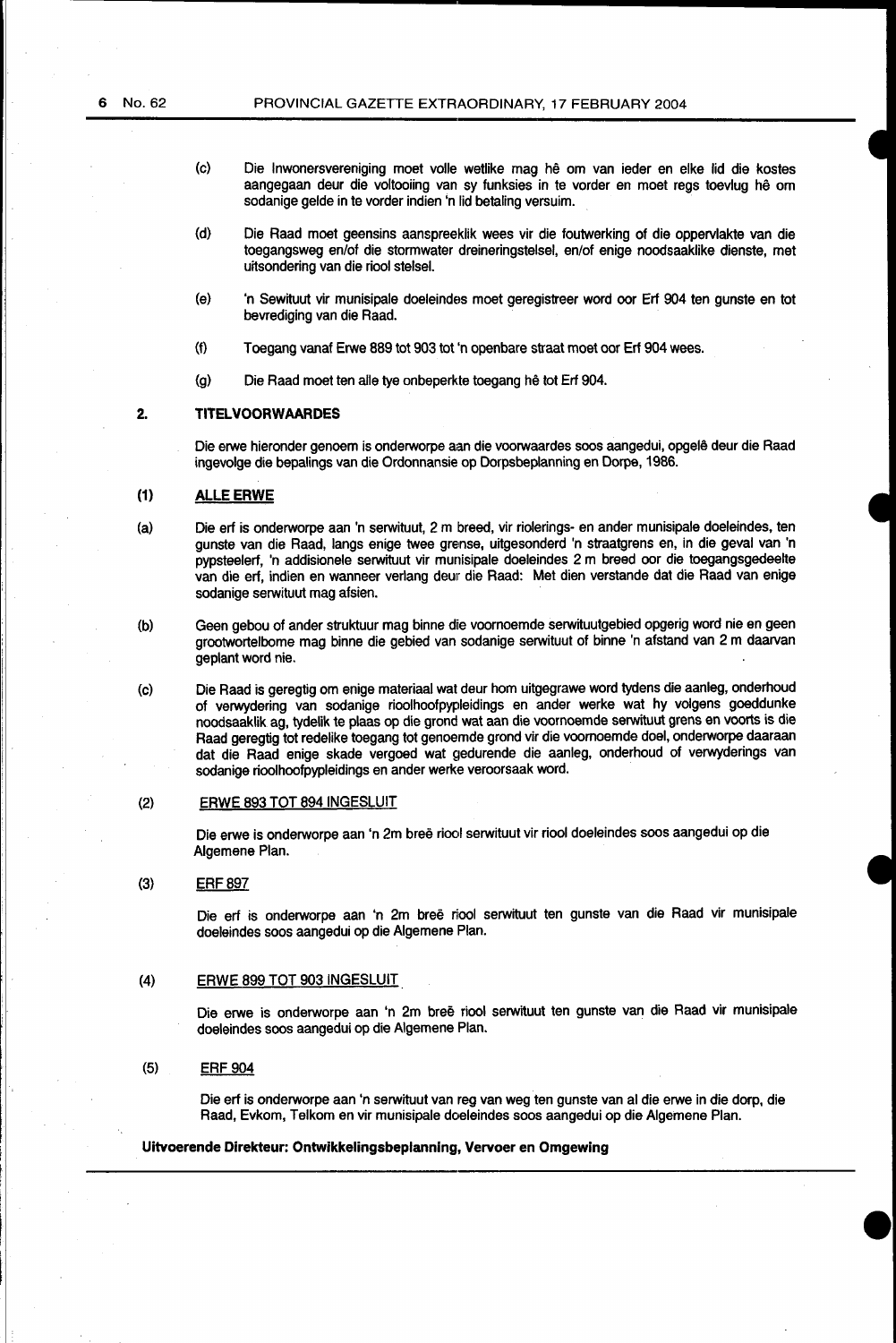(c) Die Inwonersvereniging moet volle wetlike mag hê om van ieder en elke lid die kostes aangegaan deur die voltooiing van sy funksies in te vorder en moet regs toevlug hê om sodanige gelde in te vorder indien 'n lid betaling versuim.

(d) Die Raad moet geensins aanspreeklik wees vir die foutwerking of die oppervlakte van die toegangsweg en/of die stormwater dreineringstelsel, en/of enige noodsaaklike dienste, met uitsondering van die riool stelsel.

(e) 'n Sewituut vir munisipale doeleindes moet geregistreer word oor Erf 904 ten gunste en tot bevrediging van die Raad.

(f) Toegang vanaf Erwe 889 tot 903 tot 'n openbare straat moet oor Erf 904 wees.

(g) Die Raad moet ten alle tye onbeperkte toegang hê tot Erf 904.

**2. TITELVOORWAARDES**

Die erwe hieronder genoem is onderworpe aan die voorwaardes soos aangedui, opgelê deur die Raad ingevolge die bepalings van die Ordonnansie op Dorpsbeplanning en Dorpe, 1986.

**(1) <u>ALLE ERWE</u>**

(a) Die erf is onderworpe aan 'n serwituut, 2 m breed, vir riolerings- en ander munisipale doeleindes, ten gunste van die Raad, langs enige twee grense, uitgesonderd 'n straatgrens en, in die geval van 'n pypsteelerf, 'n addisionele serwituut vir munisipale doeleindes 2 m breed oor die toegangsgedeelte van die erf, indien en wanneer verlang deur die Raad: Met dien verstande dat die Raad van enige sodanige serwituut mag afsien.

(b) Geen gebou of ander struktuur mag binne die voornoemde serwituutgebied opgerig word nie en geen grootwortelbome mag binne die gebied van sodanige serwituut of binne 'n afstand van 2 m daarvan geplant word nie.

(c) Die Raad is geregtig om enige materiaal wat deur hom uitgegrawe word tydens die aanleg, onderhoud of verwydering van sodanige rioolhoofpypleidings en ander werke wat hy volgens goeddunke noodsaaklik ag, tydelik te plaas op die grond wat aan die voornoemde serwituut grens en voorts is die Raad geregtig tot redelike toegang tot genoemde grond vir die voornoemde doel, onderworpe daaraan dat die Raad enige skade vergoed wat gedurende die aanleg, onderhoud of verwyderings van sodanige rioolhoofpypleidings en ander werke veroorsaak word.

(2) <u>ERWE 893 TOT 894 INGESLUIT</u>

Die erwe is onderworpe aan 'n 2m breë riool serwituut vir riool doeleindes soos aangedui op die Algemene Plan.

(3) <u>ERF 897</u>

Die erf is onderworpe aan 'n 2m breë riool serwituut ten gunste van die Raad vir munisipale doeleindes soos aangedui op die Algemene Plan.

(4) <u>ERWE 899 TOT 903 INGESLUIT</u>

Die erwe is onderworpe aan 'n 2m breë riool serwituut ten gunste van die Raad vir munisipale doeleindes soos aangedui op die Algemene Plan.

(5) <u>ERF 904</u>

Die erf is onderworpe aan 'n serwituut van reg van weg ten gunste van al die erwe in die dorp, die Raad, Evkom, Telkom en vir munisipale doeleindes soos aangedui op die Algemene Plan.

**Uitvoerende Direkteur: Ontwikkelingsbeplanning, Vervoer en Omgewing**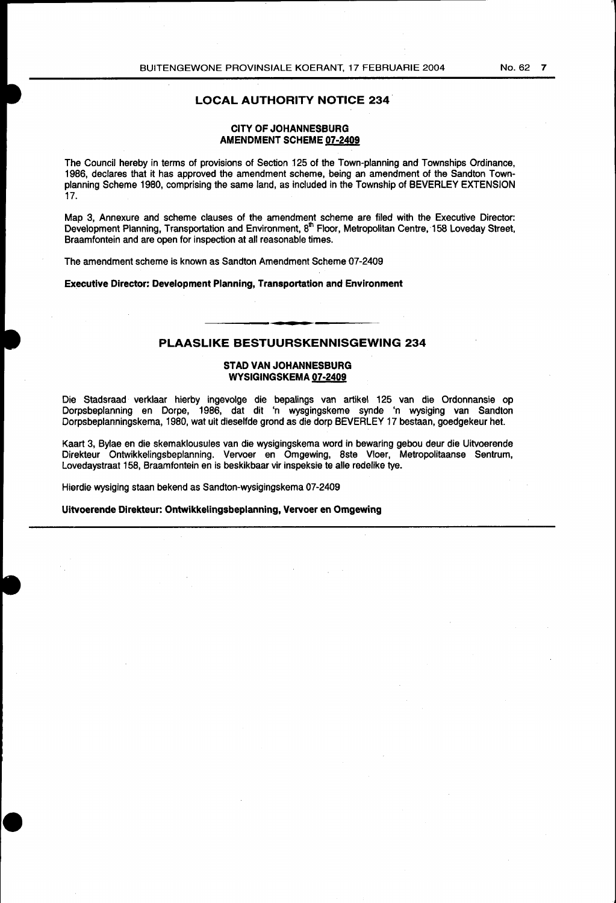## LOCAL AUTHORITY NOTICE 234

### CITY OF JOHANNESBURG
### AMENDMENT SCHEME 07-2409

The Council hereby in terms of provisions of Section 125 of the Town-planning and Townships Ordinance, 1986, declares that it has approved the amendment scheme, being an amendment of the Sandton Town-planning Scheme 1980, comprising the same land, as included in the Township of BEVERLEY EXTENSION 17.

Map 3, Annexure and scheme clauses of the amendment scheme are filed with the Executive Director: Development Planning, Transportation and Environment, 8th Floor, Metropolitan Centre, 158 Loveday Street, Braamfontein and are open for inspection at all reasonable times.

The amendment scheme is known as Sandton Amendment Scheme 07-2409

**Executive Director: Development Planning, Transportation and Environment**

---

## PLAASLIKE BESTUURSKENNISGEWING 234

### STAD VAN JOHANNESBURG
### WYSIGINGSKEMA 07-2409

Die Stadsraad verklaar hierby ingevolge die bepalings van artikel 125 van die Ordonnansie op Dorpsbeplanning en Dorpe, 1986, dat dit 'n wysgingskeme synde 'n wysiging van Sandton Dorpsbeplanningskema, 1980, wat uit dieselfde grond as die dorp BEVERLEY 17 bestaan, goedgekeur het.

Kaart 3, Bylae en die skemaklousules van die wysigingskema word in bewaring gebou deur die Uitvoerende Direkteur Ontwikkelingsbeplanning. Vervoer en Omgewing, 8ste Vloer, Metropolitaanse Sentrum, Lovedaystraat 158, Braamfontein en is beskikbaar vir inspeksie te alle redelike tye.

Hierdie wysiging staan bekend as Sandton-wysigingskema 07-2409

**Uitvoerende Direkteur: Ontwikkelingsbeplanning, Vervoer en Omgewing**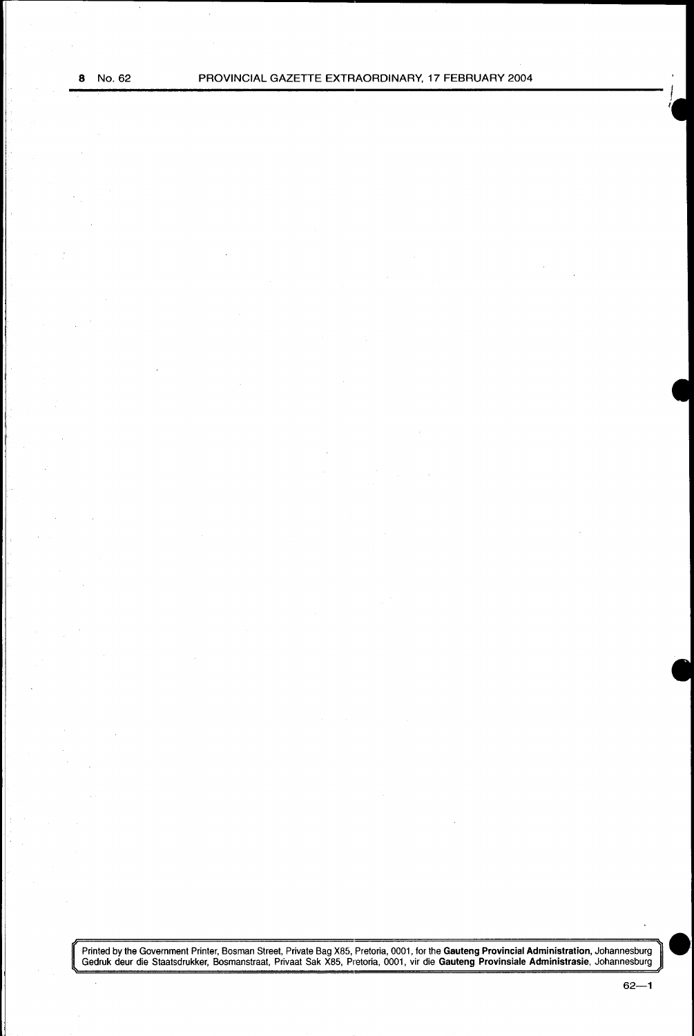Printed by the Government Printer, Bosman Street, Private Bag X85, Pretoria, 0001, for the **Gauteng Provincial Administration**, Johannesburg
Gedruk deur die Staatsdrukker, Bosmanstraat, Privaat Sak X85, Pretoria, 0001, vir die **Gauteng Provinsiale Administrasie**, Johannesburg

62—1